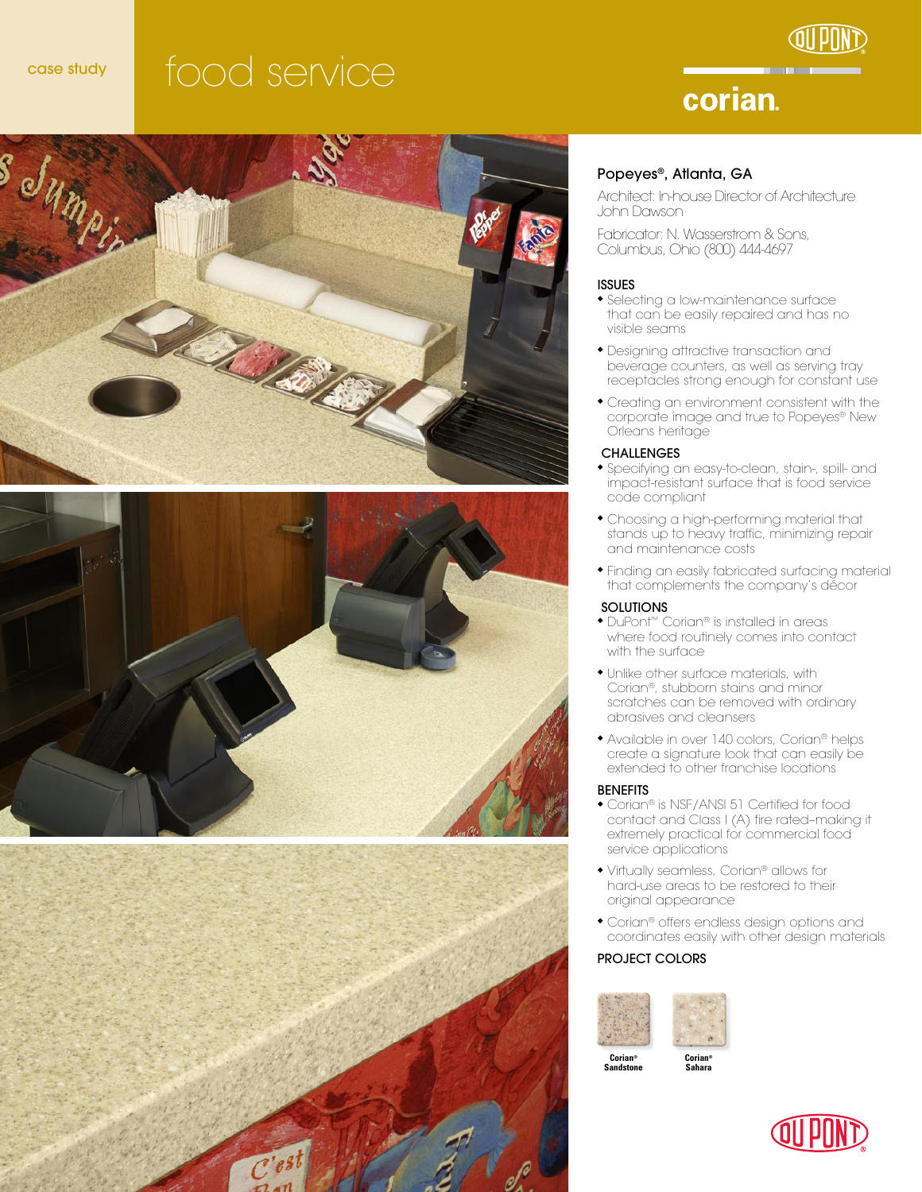case study

# food service

corian.

## Popeyes®, Atlanta, GA

Architect: In-house Director of Architecture John Dawson

Fabricator: N. Wasserstrom & Sons, Columbus, Ohio (800) 444-4697

### ISSUES

- Selecting a low-maintenance surface that can be easily repaired and has no visible seams
- Designing attractive transaction and beverage counters, as well as serving tray receptacles strong enough for constant use
- Creating an environment consistent with the corporate image and true to Popeyes® New Orleans heritage

### CHALLENGES

- Specifying an easy-to-clean, stain-, spill- and impact-resistant surface that is food service code compliant
- Choosing a high-performing material that stands up to heavy traffic, minimizing repair and maintenance costs
- Finding an easily fabricated surfacing material that complements the company's décor

### SOLUTIONS

- DuPont™ Corian® is installed in areas where food routinely comes into contact with the surface
- Unlike other surface materials, with Corian®, stubborn stains and minor scratches can be removed with ordinary abrasives and cleansers
- Available in over 140 colors, Corian® helps create a signature look that can easily be extended to other franchise locations

### BENEFITS

- Corian® is NSF/ANSI 51 Certified for food contact and Class I (A) fire rated–making it extremely practical for commercial food service applications
- Virtually seamless, Corian® allows for hard-use areas to be restored to their original appearance
- Corian® offers endless design options and coordinates easily with other design materials

### PROJECT COLORS

**Corian® Sandstone**

**Corian® Sahara**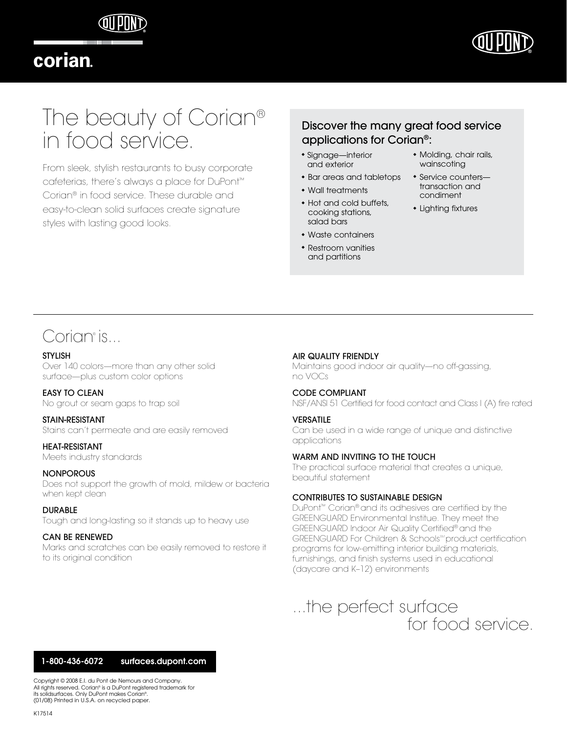corian.

# The beauty of Corian® in food service.

From sleek, stylish restaurants to busy corporate cafeterias, there's always a place for DuPont™ Corian® in food service. These durable and easy-to-clean solid surfaces create signature styles with lasting good looks.

### Discover the many great food service applications for Corian®:

- Signage—interior and exterior
- Bar areas and tabletops
- Wall treatments
- Hot and cold buffets, cooking stations, salad bars
- Waste containers
- Restroom vanities and partitions
- Molding, chair rails, wainscoting
- Service counters—transaction and condiment
- Lighting fixtures

## Corian® is...

**STYLISH**
Over 140 colors—more than any other solid surface—plus custom color options

**EASY TO CLEAN**
No grout or seam gaps to trap soil

**STAIN-RESISTANT**
Stains can't permeate and are easily removed

**HEAT-RESISTANT**
Meets industry standards

**NONPOROUS**
Does not support the growth of mold, mildew or bacteria when kept clean

**DURABLE**
Tough and long-lasting so it stands up to heavy use

**CAN BE RENEWED**
Marks and scratches can be easily removed to restore it to its original condition

**AIR QUALITY FRIENDLY**
Maintains good indoor air quality—no off-gassing, no VOCs

**CODE COMPLIANT**
NSF/ANSI 51 Certified for food contact and Class I (A) fire rated

**VERSATILE**
Can be used in a wide range of unique and distinctive applications

**WARM AND INVITING TO THE TOUCH**
The practical surface material that creates a unique, beautiful statement

**CONTRIBUTES TO SUSTAINABLE DESIGN**
DuPont™ Corian® and its adhesives are certified by the GREENGUARD Environmental Institue. They meet the GREENGUARD Indoor Air Quality Certified® and the GREENGUARD For Children & Schools℠ product certification programs for low-emitting interior building materials, furnishings, and finish systems used in educational (daycare and K–12) environments

...the perfect surface for food service.

**1-800-436-6072 surfaces.dupont.com**

Copyright © 2008 E.I. du Pont de Nemours and Company. All rights reserved. Corian® is a DuPont registered trademark for its solidsurfaces. Only DuPont makes Corian®. (01/08) Printed in U.S.A. on recycled paper.

K17514